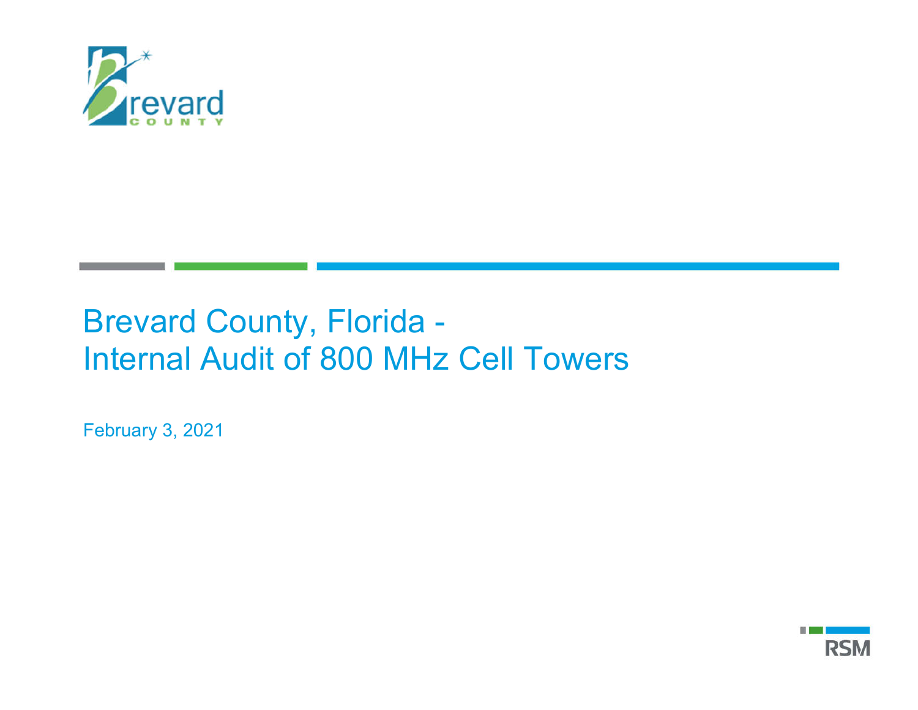# Brevard County, Florida - Internal Audit of 800 MHz Cell Towers

February 3, 2021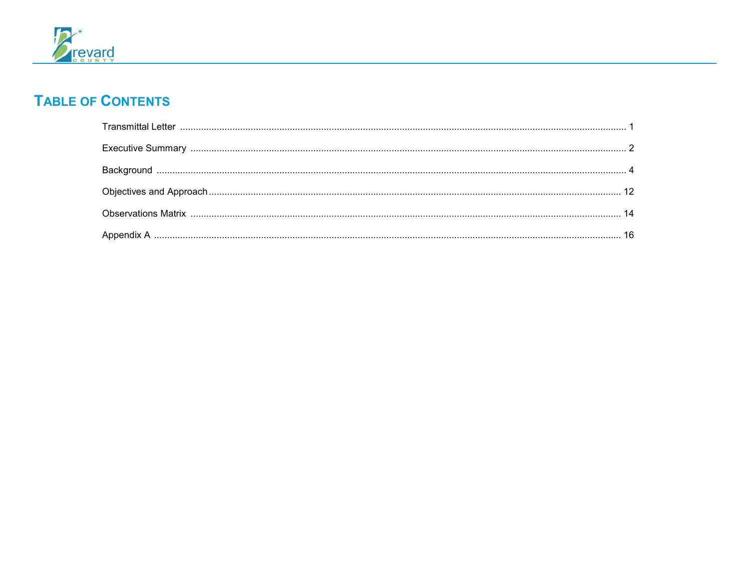# TABLE OF CONTENTS

| | |
|---|---|
| Transmittal Letter | 1 |
| Executive Summary | 2 |
| Background | 4 |
| Objectives and Approach | 12 |
| Observations Matrix | 14 |
| Appendix A | 16 |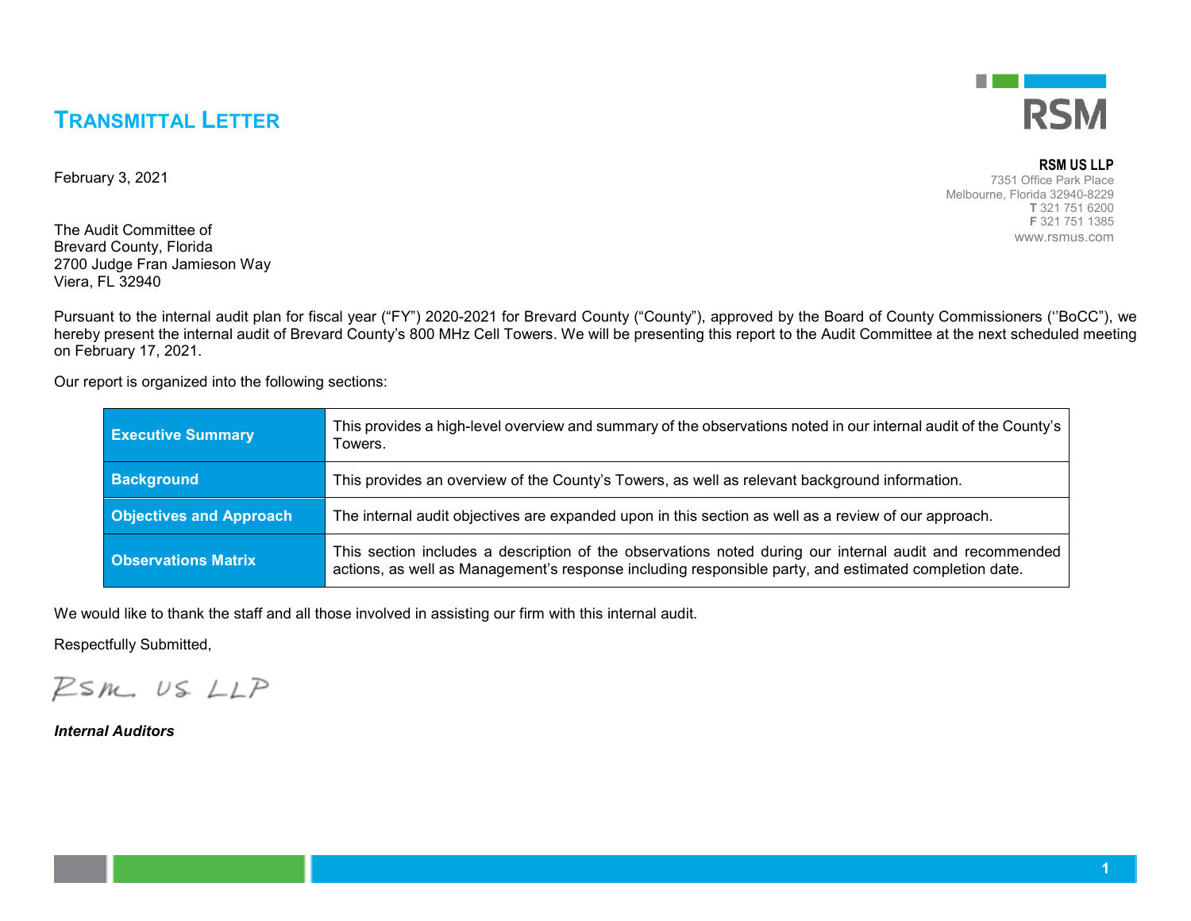# TRANSMITTAL LETTER

**RSM US LLP**
7351 Office Park Place
Melbourne, Florida 32940-8229
**T** 321 751 6200
**F** 321 751 1385
www.rsmus.com

February 3, 2021

The Audit Committee of
Brevard County, Florida
2700 Judge Fran Jamieson Way
Viera, FL 32940

Pursuant to the internal audit plan for fiscal year ("FY") 2020-2021 for Brevard County ("County"), approved by the Board of County Commissioners (''BoCC"), we hereby present the internal audit of Brevard County's 800 MHz Cell Towers. We will be presenting this report to the Audit Committee at the next scheduled meeting on February 17, 2021.

Our report is organized into the following sections:

| | |
|---|---|
| **Executive Summary** | This provides a high-level overview and summary of the observations noted in our internal audit of the County's Towers. |
| **Background** | This provides an overview of the County's Towers, as well as relevant background information. |
| **Objectives and Approach** | The internal audit objectives are expanded upon in this section as well as a review of our approach. |
| **Observations Matrix** | This section includes a description of the observations noted during our internal audit and recommended actions, as well as Management's response including responsible party, and estimated completion date. |

We would like to thank the staff and all those involved in assisting our firm with this internal audit.

Respectfully Submitted,

RSM US LLP

***Internal Auditors***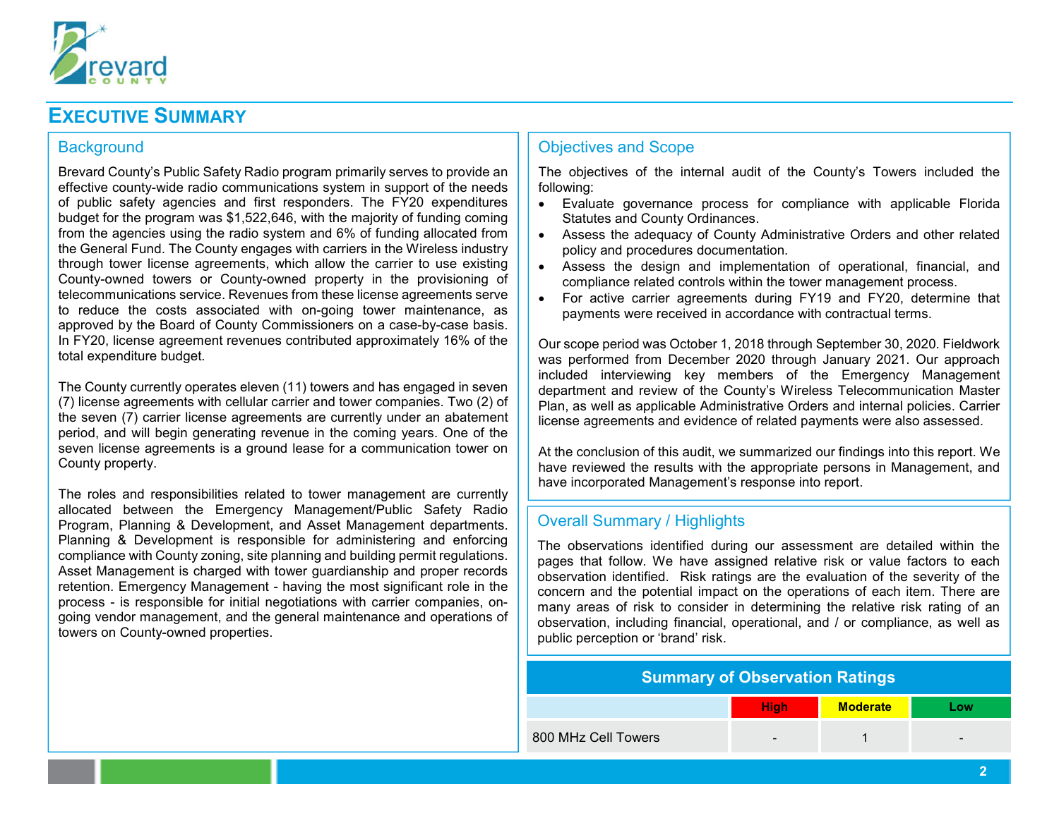# EXECUTIVE SUMMARY

## Background

Brevard County's Public Safety Radio program primarily serves to provide an effective county-wide radio communications system in support of the needs of public safety agencies and first responders. The FY20 expenditures budget for the program was $1,522,646, with the majority of funding coming from the agencies using the radio system and 6% of funding allocated from the General Fund. The County engages with carriers in the Wireless industry through tower license agreements, which allow the carrier to use existing County-owned towers or County-owned property in the provisioning of telecommunications service. Revenues from these license agreements serve to reduce the costs associated with on-going tower maintenance, as approved by the Board of County Commissioners on a case-by-case basis. In FY20, license agreement revenues contributed approximately 16% of the total expenditure budget.

The County currently operates eleven (11) towers and has engaged in seven (7) license agreements with cellular carrier and tower companies. Two (2) of the seven (7) carrier license agreements are currently under an abatement period, and will begin generating revenue in the coming years. One of the seven license agreements is a ground lease for a communication tower on County property.

The roles and responsibilities related to tower management are currently allocated between the Emergency Management/Public Safety Radio Program, Planning & Development, and Asset Management departments. Planning & Development is responsible for administering and enforcing compliance with County zoning, site planning and building permit regulations. Asset Management is charged with tower guardianship and proper records retention. Emergency Management - having the most significant role in the process - is responsible for initial negotiations with carrier companies, on-going vendor management, and the general maintenance and operations of towers on County-owned properties.

## Objectives and Scope

The objectives of the internal audit of the County's Towers included the following:

- Evaluate governance process for compliance with applicable Florida Statutes and County Ordinances.
- Assess the adequacy of County Administrative Orders and other related policy and procedures documentation.
- Assess the design and implementation of operational, financial, and compliance related controls within the tower management process.
- For active carrier agreements during FY19 and FY20, determine that payments were received in accordance with contractual terms.

Our scope period was October 1, 2018 through September 30, 2020. Fieldwork was performed from December 2020 through January 2021. Our approach included interviewing key members of the Emergency Management department and review of the County's Wireless Telecommunication Master Plan, as well as applicable Administrative Orders and internal policies. Carrier license agreements and evidence of related payments were also assessed.

At the conclusion of this audit, we summarized our findings into this report. We have reviewed the results with the appropriate persons in Management, and have incorporated Management's response into report.

## Overall Summary / Highlights

The observations identified during our assessment are detailed within the pages that follow. We have assigned relative risk or value factors to each observation identified. Risk ratings are the evaluation of the severity of the concern and the potential impact on the operations of each item. There are many areas of risk to consider in determining the relative risk rating of an observation, including financial, operational, and / or compliance, as well as public perception or 'brand' risk.

**Summary of Observation Ratings**

| | High | Moderate | Low |
|---|---|---|---|
| 800 MHz Cell Towers | - | 1 | - |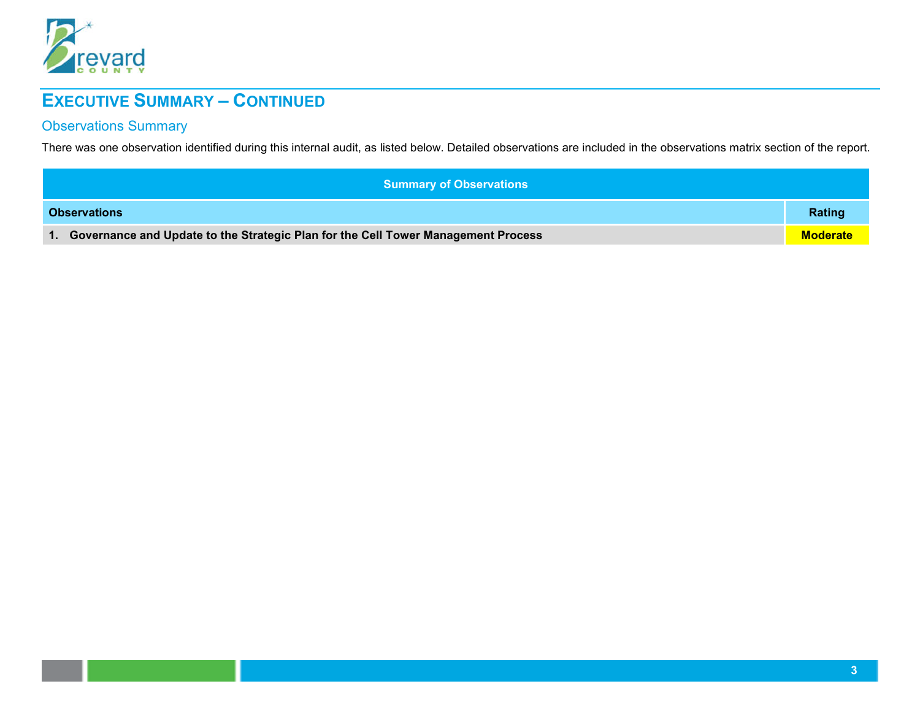## Executive Summary – Continued

### Observations Summary

There was one observation identified during this internal audit, as listed below. Detailed observations are included in the observations matrix section of the report.

| Summary of Observations | |
|---|---|
| **Observations** | **Rating** |
| **1. Governance and Update to the Strategic Plan for the Cell Tower Management Process** | **Moderate** |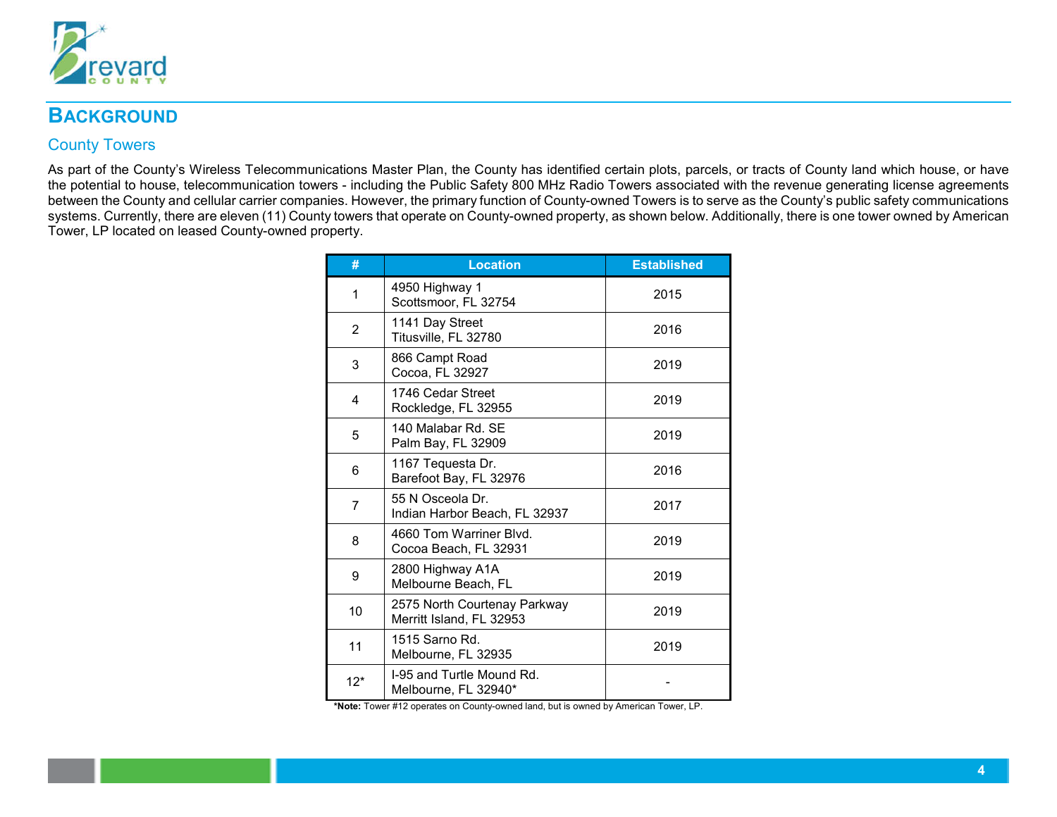## Background

### County Towers

As part of the County's Wireless Telecommunications Master Plan, the County has identified certain plots, parcels, or tracts of County land which house, or have the potential to house, telecommunication towers - including the Public Safety 800 MHz Radio Towers associated with the revenue generating license agreements between the County and cellular carrier companies. However, the primary function of County-owned Towers is to serve as the County's public safety communications systems. Currently, there are eleven (11) County towers that operate on County-owned property, as shown below. Additionally, there is one tower owned by American Tower, LP located on leased County-owned property.

| # | Location | Established |
|---|---|---|
| 1 | 4950 Highway 1<br>Scottsmoor, FL 32754 | 2015 |
| 2 | 1141 Day Street<br>Titusville, FL 32780 | 2016 |
| 3 | 866 Campt Road<br>Cocoa, FL 32927 | 2019 |
| 4 | 1746 Cedar Street<br>Rockledge, FL 32955 | 2019 |
| 5 | 140 Malabar Rd. SE<br>Palm Bay, FL 32909 | 2019 |
| 6 | 1167 Tequesta Dr.<br>Barefoot Bay, FL 32976 | 2016 |
| 7 | 55 N Osceola Dr.<br>Indian Harbor Beach, FL 32937 | 2017 |
| 8 | 4660 Tom Warriner Blvd.<br>Cocoa Beach, FL 32931 | 2019 |
| 9 | 2800 Highway A1A<br>Melbourne Beach, FL | 2019 |
| 10 | 2575 North Courtenay Parkway<br>Merritt Island, FL 32953 | 2019 |
| 11 | 1515 Sarno Rd.<br>Melbourne, FL 32935 | 2019 |
| 12* | I-95 and Turtle Mound Rd.<br>Melbourne, FL 32940* | - |

**\*Note:** Tower #12 operates on County-owned land, but is owned by American Tower, LP.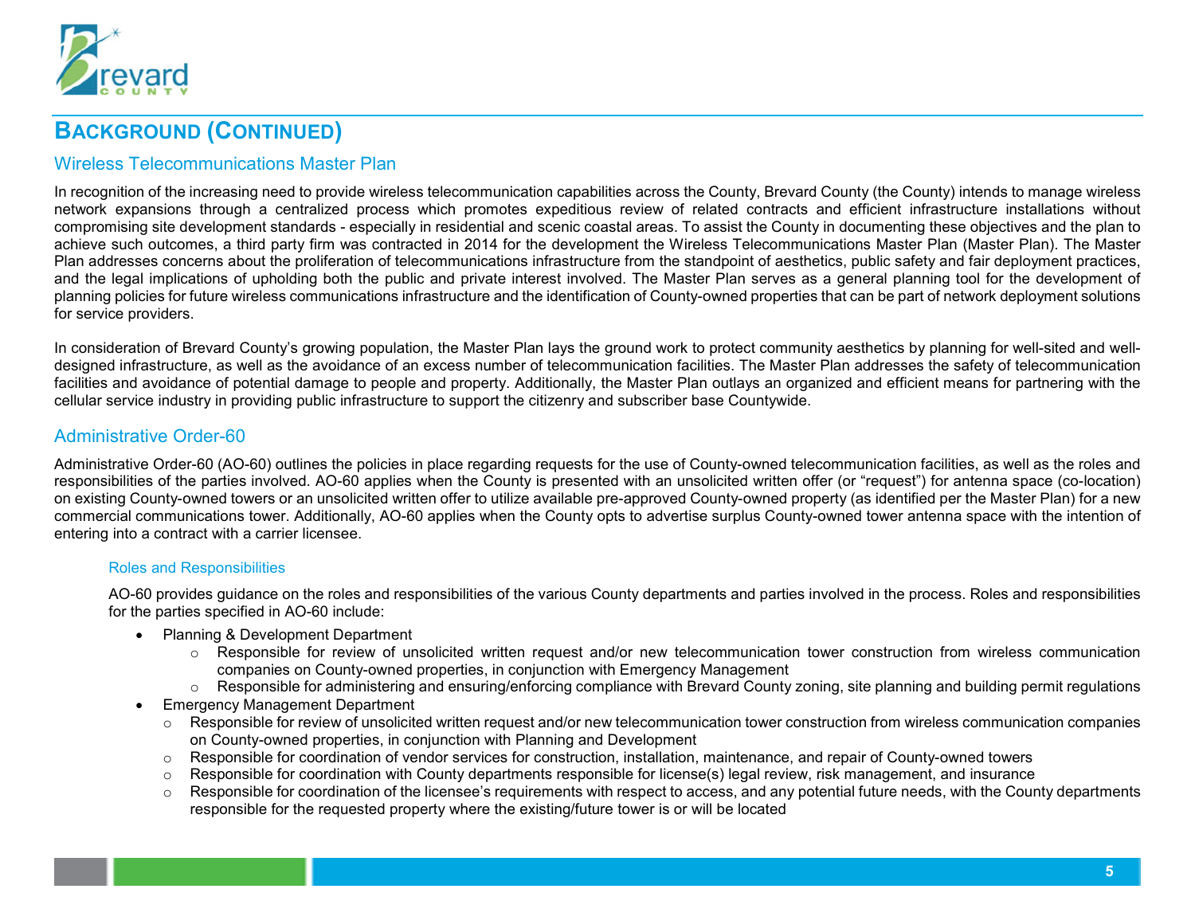## BACKGROUND (CONTINUED)

### Wireless Telecommunications Master Plan

In recognition of the increasing need to provide wireless telecommunication capabilities across the County, Brevard County (the County) intends to manage wireless network expansions through a centralized process which promotes expeditious review of related contracts and efficient infrastructure installations without compromising site development standards - especially in residential and scenic coastal areas. To assist the County in documenting these objectives and the plan to achieve such outcomes, a third party firm was contracted in 2014 for the development the Wireless Telecommunications Master Plan (Master Plan). The Master Plan addresses concerns about the proliferation of telecommunications infrastructure from the standpoint of aesthetics, public safety and fair deployment practices, and the legal implications of upholding both the public and private interest involved. The Master Plan serves as a general planning tool for the development of planning policies for future wireless communications infrastructure and the identification of County-owned properties that can be part of network deployment solutions for service providers.

In consideration of Brevard County's growing population, the Master Plan lays the ground work to protect community aesthetics by planning for well-sited and well-designed infrastructure, as well as the avoidance of an excess number of telecommunication facilities. The Master Plan addresses the safety of telecommunication facilities and avoidance of potential damage to people and property. Additionally, the Master Plan outlays an organized and efficient means for partnering with the cellular service industry in providing public infrastructure to support the citizenry and subscriber base Countywide.

### Administrative Order-60

Administrative Order-60 (AO-60) outlines the policies in place regarding requests for the use of County-owned telecommunication facilities, as well as the roles and responsibilities of the parties involved. AO-60 applies when the County is presented with an unsolicited written offer (or "request") for antenna space (co-location) on existing County-owned towers or an unsolicited written offer to utilize available pre-approved County-owned property (as identified per the Master Plan) for a new commercial communications tower. Additionally, AO-60 applies when the County opts to advertise surplus County-owned tower antenna space with the intention of entering into a contract with a carrier licensee.

#### Roles and Responsibilities

AO-60 provides guidance on the roles and responsibilities of the various County departments and parties involved in the process. Roles and responsibilities for the parties specified in AO-60 include:

- Planning & Development Department
  - Responsible for review of unsolicited written request and/or new telecommunication tower construction from wireless communication companies on County-owned properties, in conjunction with Emergency Management
  - Responsible for administering and ensuring/enforcing compliance with Brevard County zoning, site planning and building permit regulations
- Emergency Management Department
  - Responsible for review of unsolicited written request and/or new telecommunication tower construction from wireless communication companies on County-owned properties, in conjunction with Planning and Development
  - Responsible for coordination of vendor services for construction, installation, maintenance, and repair of County-owned towers
  - Responsible for coordination with County departments responsible for license(s) legal review, risk management, and insurance
  - Responsible for coordination of the licensee's requirements with respect to access, and any potential future needs, with the County departments responsible for the requested property where the existing/future tower is or will be located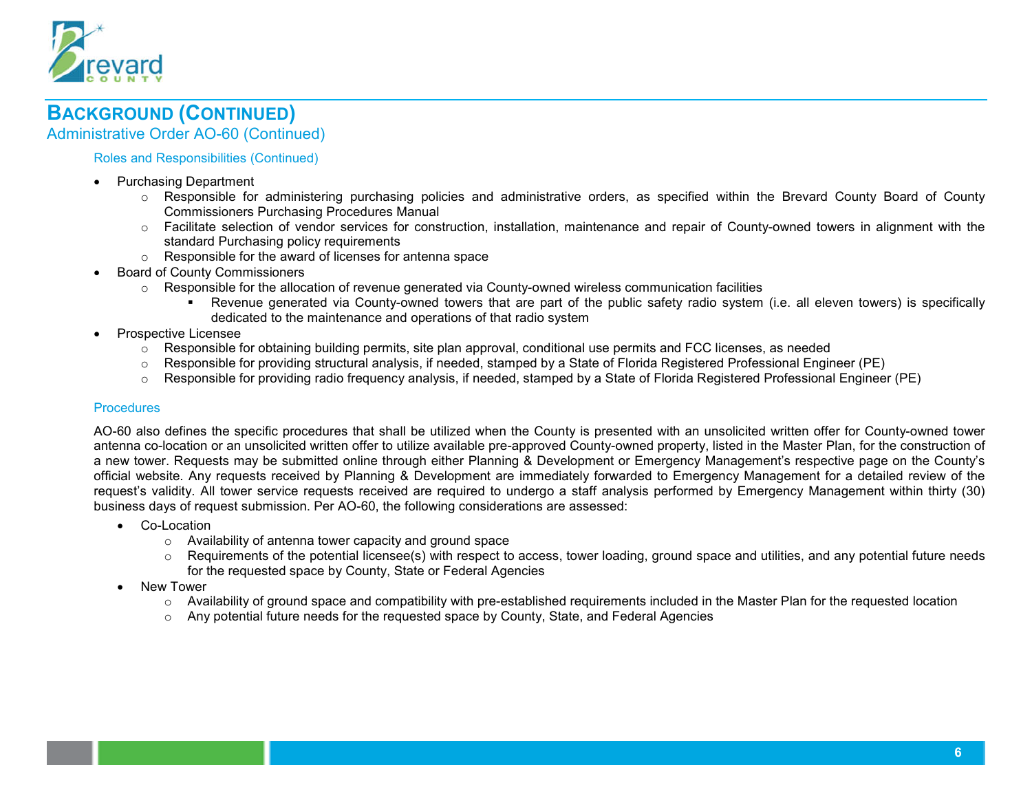## BACKGROUND (CONTINUED)

### Administrative Order AO-60 (Continued)

#### Roles and Responsibilities (Continued)

- Purchasing Department
  - Responsible for administering purchasing policies and administrative orders, as specified within the Brevard County Board of County Commissioners Purchasing Procedures Manual
  - Facilitate selection of vendor services for construction, installation, maintenance and repair of County-owned towers in alignment with the standard Purchasing policy requirements
  - Responsible for the award of licenses for antenna space
- Board of County Commissioners
  - Responsible for the allocation of revenue generated via County-owned wireless communication facilities
    - Revenue generated via County-owned towers that are part of the public safety radio system (i.e. all eleven towers) is specifically dedicated to the maintenance and operations of that radio system
- Prospective Licensee
  - Responsible for obtaining building permits, site plan approval, conditional use permits and FCC licenses, as needed
  - Responsible for providing structural analysis, if needed, stamped by a State of Florida Registered Professional Engineer (PE)
  - Responsible for providing radio frequency analysis, if needed, stamped by a State of Florida Registered Professional Engineer (PE)

#### Procedures

AO-60 also defines the specific procedures that shall be utilized when the County is presented with an unsolicited written offer for County-owned tower antenna co-location or an unsolicited written offer to utilize available pre-approved County-owned property, listed in the Master Plan, for the construction of a new tower. Requests may be submitted online through either Planning & Development or Emergency Management's respective page on the County's official website. Any requests received by Planning & Development are immediately forwarded to Emergency Management for a detailed review of the request's validity. All tower service requests received are required to undergo a staff analysis performed by Emergency Management within thirty (30) business days of request submission. Per AO-60, the following considerations are assessed:

- Co-Location
  - Availability of antenna tower capacity and ground space
  - Requirements of the potential licensee(s) with respect to access, tower loading, ground space and utilities, and any potential future needs for the requested space by County, State or Federal Agencies
- New Tower
  - Availability of ground space and compatibility with pre-established requirements included in the Master Plan for the requested location
  - Any potential future needs for the requested space by County, State, and Federal Agencies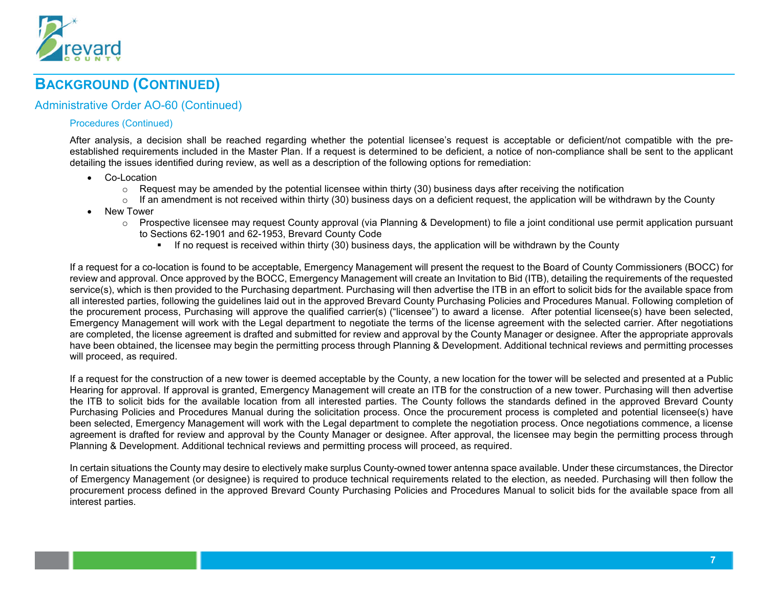## Background (Continued)

### Administrative Order AO-60 (Continued)

#### Procedures (Continued)

After analysis, a decision shall be reached regarding whether the potential licensee's request is acceptable or deficient/not compatible with the pre-established requirements included in the Master Plan. If a request is determined to be deficient, a notice of non-compliance shall be sent to the applicant detailing the issues identified during review, as well as a description of the following options for remediation:

- Co-Location
  - Request may be amended by the potential licensee within thirty (30) business days after receiving the notification
  - If an amendment is not received within thirty (30) business days on a deficient request, the application will be withdrawn by the County
- New Tower
  - Prospective licensee may request County approval (via Planning & Development) to file a joint conditional use permit application pursuant to Sections 62-1901 and 62-1953, Brevard County Code
    - If no request is received within thirty (30) business days, the application will be withdrawn by the County

If a request for a co-location is found to be acceptable, Emergency Management will present the request to the Board of County Commissioners (BOCC) for review and approval. Once approved by the BOCC, Emergency Management will create an Invitation to Bid (ITB), detailing the requirements of the requested service(s), which is then provided to the Purchasing department. Purchasing will then advertise the ITB in an effort to solicit bids for the available space from all interested parties, following the guidelines laid out in the approved Brevard County Purchasing Policies and Procedures Manual. Following completion of the procurement process, Purchasing will approve the qualified carrier(s) ("licensee") to award a license. After potential licensee(s) have been selected, Emergency Management will work with the Legal department to negotiate the terms of the license agreement with the selected carrier. After negotiations are completed, the license agreement is drafted and submitted for review and approval by the County Manager or designee. After the appropriate approvals have been obtained, the licensee may begin the permitting process through Planning & Development. Additional technical reviews and permitting processes will proceed, as required.

If a request for the construction of a new tower is deemed acceptable by the County, a new location for the tower will be selected and presented at a Public Hearing for approval. If approval is granted, Emergency Management will create an ITB for the construction of a new tower. Purchasing will then advertise the ITB to solicit bids for the available location from all interested parties. The County follows the standards defined in the approved Brevard County Purchasing Policies and Procedures Manual during the solicitation process. Once the procurement process is completed and potential licensee(s) have been selected, Emergency Management will work with the Legal department to complete the negotiation process. Once negotiations commence, a license agreement is drafted for review and approval by the County Manager or designee. After approval, the licensee may begin the permitting process through Planning & Development. Additional technical reviews and permitting process will proceed, as required.

In certain situations the County may desire to electively make surplus County-owned tower antenna space available. Under these circumstances, the Director of Emergency Management (or designee) is required to produce technical requirements related to the election, as needed. Purchasing will then follow the procurement process defined in the approved Brevard County Purchasing Policies and Procedures Manual to solicit bids for the available space from all interest parties.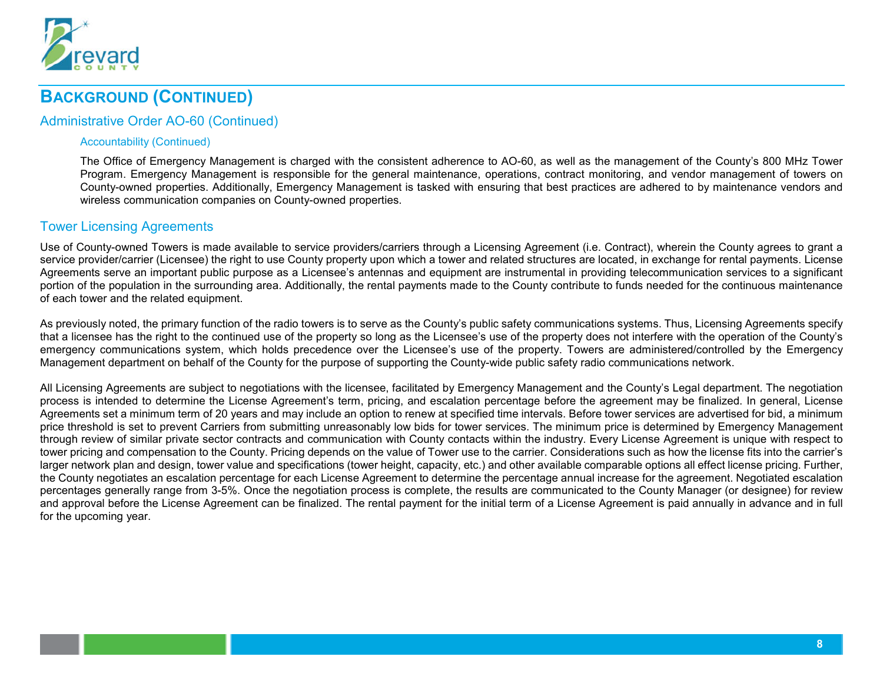# BACKGROUND (CONTINUED)

## Administrative Order AO-60 (Continued)

### Accountability (Continued)

The Office of Emergency Management is charged with the consistent adherence to AO-60, as well as the management of the County's 800 MHz Tower Program. Emergency Management is responsible for the general maintenance, operations, contract monitoring, and vendor management of towers on County-owned properties. Additionally, Emergency Management is tasked with ensuring that best practices are adhered to by maintenance vendors and wireless communication companies on County-owned properties.

## Tower Licensing Agreements

Use of County-owned Towers is made available to service providers/carriers through a Licensing Agreement (i.e. Contract), wherein the County agrees to grant a service provider/carrier (Licensee) the right to use County property upon which a tower and related structures are located, in exchange for rental payments. License Agreements serve an important public purpose as a Licensee's antennas and equipment are instrumental in providing telecommunication services to a significant portion of the population in the surrounding area. Additionally, the rental payments made to the County contribute to funds needed for the continuous maintenance of each tower and the related equipment.

As previously noted, the primary function of the radio towers is to serve as the County's public safety communications systems. Thus, Licensing Agreements specify that a licensee has the right to the continued use of the property so long as the Licensee's use of the property does not interfere with the operation of the County's emergency communications system, which holds precedence over the Licensee's use of the property. Towers are administered/controlled by the Emergency Management department on behalf of the County for the purpose of supporting the County-wide public safety radio communications network.

All Licensing Agreements are subject to negotiations with the licensee, facilitated by Emergency Management and the County's Legal department. The negotiation process is intended to determine the License Agreement's term, pricing, and escalation percentage before the agreement may be finalized. In general, License Agreements set a minimum term of 20 years and may include an option to renew at specified time intervals. Before tower services are advertised for bid, a minimum price threshold is set to prevent Carriers from submitting unreasonably low bids for tower services. The minimum price is determined by Emergency Management through review of similar private sector contracts and communication with County contacts within the industry. Every License Agreement is unique with respect to tower pricing and compensation to the County. Pricing depends on the value of Tower use to the carrier. Considerations such as how the license fits into the carrier's larger network plan and design, tower value and specifications (tower height, capacity, etc.) and other available comparable options all effect license pricing. Further, the County negotiates an escalation percentage for each License Agreement to determine the percentage annual increase for the agreement. Negotiated escalation percentages generally range from 3-5%. Once the negotiation process is complete, the results are communicated to the County Manager (or designee) for review and approval before the License Agreement can be finalized. The rental payment for the initial term of a License Agreement is paid annually in advance and in full for the upcoming year.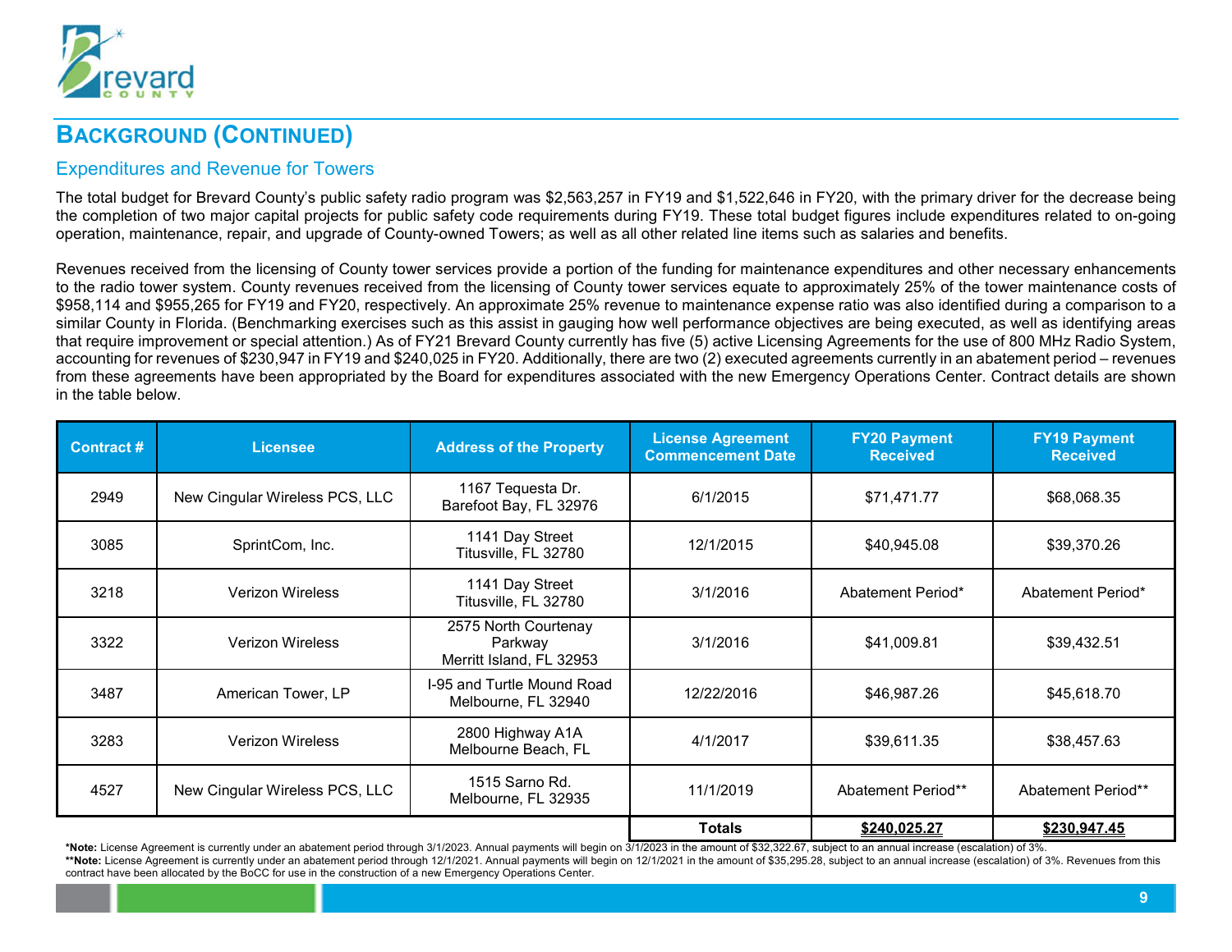## BACKGROUND (CONTINUED)

### Expenditures and Revenue for Towers

The total budget for Brevard County's public safety radio program was $2,563,257 in FY19 and $1,522,646 in FY20, with the primary driver for the decrease being the completion of two major capital projects for public safety code requirements during FY19. These total budget figures include expenditures related to on-going operation, maintenance, repair, and upgrade of County-owned Towers; as well as all other related line items such as salaries and benefits.

Revenues received from the licensing of County tower services provide a portion of the funding for maintenance expenditures and other necessary enhancements to the radio tower system. County revenues received from the licensing of County tower services equate to approximately 25% of the tower maintenance costs of $958,114 and $955,265 for FY19 and FY20, respectively. An approximate 25% revenue to maintenance expense ratio was also identified during a comparison to a similar County in Florida. (Benchmarking exercises such as this assist in gauging how well performance objectives are being executed, as well as identifying areas that require improvement or special attention.) As of FY21 Brevard County currently has five (5) active Licensing Agreements for the use of 800 MHz Radio System, accounting for revenues of $230,947 in FY19 and $240,025 in FY20. Additionally, there are two (2) executed agreements currently in an abatement period – revenues from these agreements have been appropriated by the Board for expenditures associated with the new Emergency Operations Center. Contract details are shown in the table below.

| Contract # | Licensee | Address of the Property | License Agreement Commencement Date | FY20 Payment Received | FY19 Payment Received |
|---|---|---|---|---|---|
| 2949 | New Cingular Wireless PCS, LLC | 1167 Tequesta Dr. Barefoot Bay, FL 32976 | 6/1/2015 | $71,471.77 | $68,068.35 |
| 3085 | SprintCom, Inc. | 1141 Day Street Titusville, FL 32780 | 12/1/2015 | $40,945.08 | $39,370.26 |
| 3218 | Verizon Wireless | 1141 Day Street Titusville, FL 32780 | 3/1/2016 | Abatement Period* | Abatement Period* |
| 3322 | Verizon Wireless | 2575 North Courtenay Parkway Merritt Island, FL 32953 | 3/1/2016 | $41,009.81 | $39,432.51 |
| 3487 | American Tower, LP | I-95 and Turtle Mound Road Melbourne, FL 32940 | 12/22/2016 | $46,987.26 | $45,618.70 |
| 3283 | Verizon Wireless | 2800 Highway A1A Melbourne Beach, FL | 4/1/2017 | $39,611.35 | $38,457.63 |
| 4527 | New Cingular Wireless PCS, LLC | 1515 Sarno Rd. Melbourne, FL 32935 | 11/1/2019 | Abatement Period** | Abatement Period** |
| | | | **Totals** | **$240,025.27** | **$230,947.45** |

**\*Note:** License Agreement is currently under an abatement period through 3/1/2023. Annual payments will begin on 3/1/2023 in the amount of $32,322.67, subject to an annual increase (escalation) of 3%.

**\*\*Note:** License Agreement is currently under an abatement period through 12/1/2021. Annual payments will begin on 12/1/2021 in the amount of $35,295.28, subject to an annual increase (escalation) of 3%. Revenues from this contract have been allocated by the BoCC for use in the construction of a new Emergency Operations Center.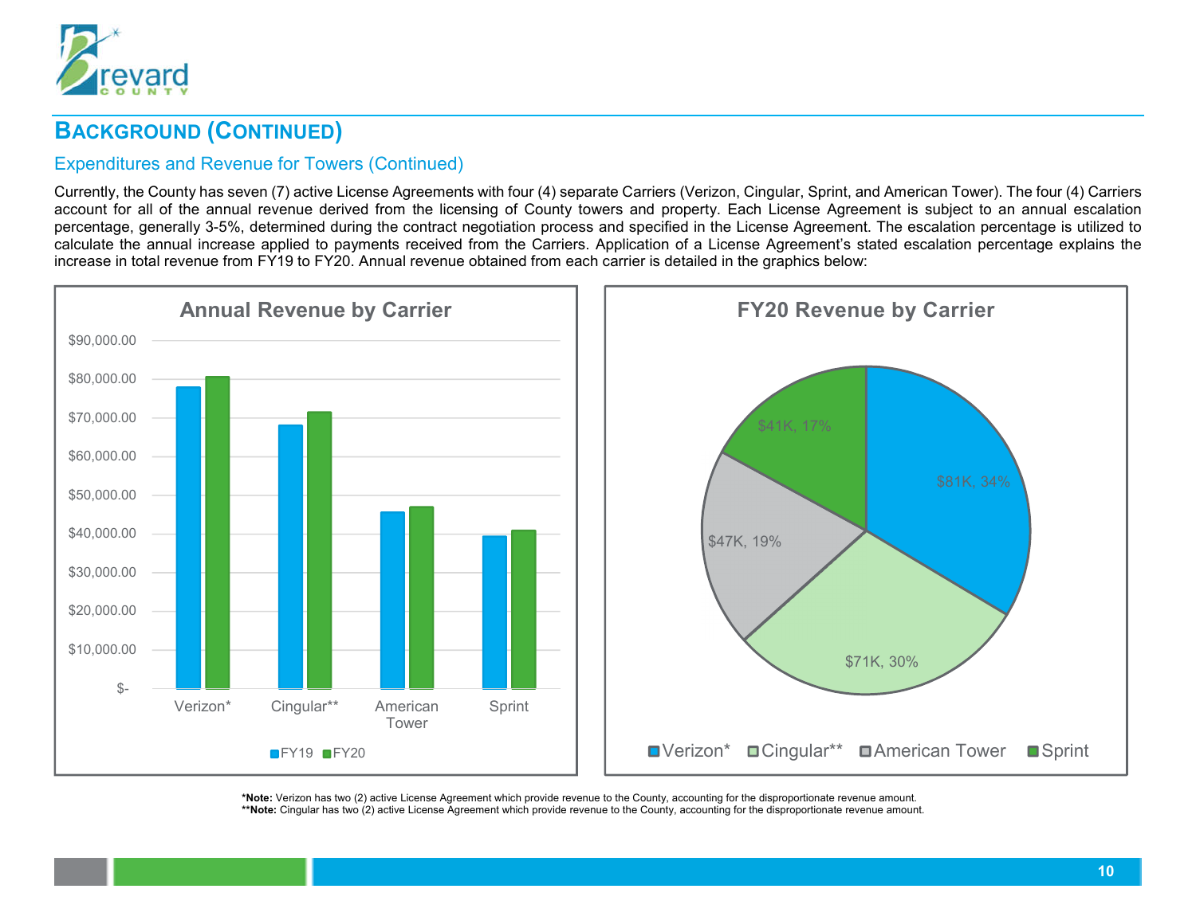## BACKGROUND (CONTINUED)

### Expenditures and Revenue for Towers (Continued)

Currently, the County has seven (7) active License Agreements with four (4) separate Carriers (Verizon, Cingular, Sprint, and American Tower). The four (4) Carriers account for all of the annual revenue derived from the licensing of County towers and property. Each License Agreement is subject to an annual escalation percentage, generally 3-5%, determined during the contract negotiation process and specified in the License Agreement. The escalation percentage is utilized to calculate the annual increase applied to payments received from the Carriers. Application of a License Agreement's stated escalation percentage explains the increase in total revenue from FY19 to FY20. Annual revenue obtained from each carrier is detailed in the graphics below:

**Annual Revenue by Carrier**

(Bar chart: FY19 and FY20 revenue for Verizon*, Cingular**, American Tower, Sprint; y-axis $- to $90,000.00)

**FY20 Revenue by Carrier**

| Carrier | FY20 Revenue | Share |
|---|---|---|
| Verizon* | $81K | 34% |
| Cingular** | $71K | 30% |
| American Tower | $47K | 19% |
| Sprint | $41K | 17% |

**\*Note:** Verizon has two (2) active License Agreement which provide revenue to the County, accounting for the disproportionate revenue amount.
**\*\*Note:** Cingular has two (2) active License Agreement which provide revenue to the County, accounting for the disproportionate revenue amount.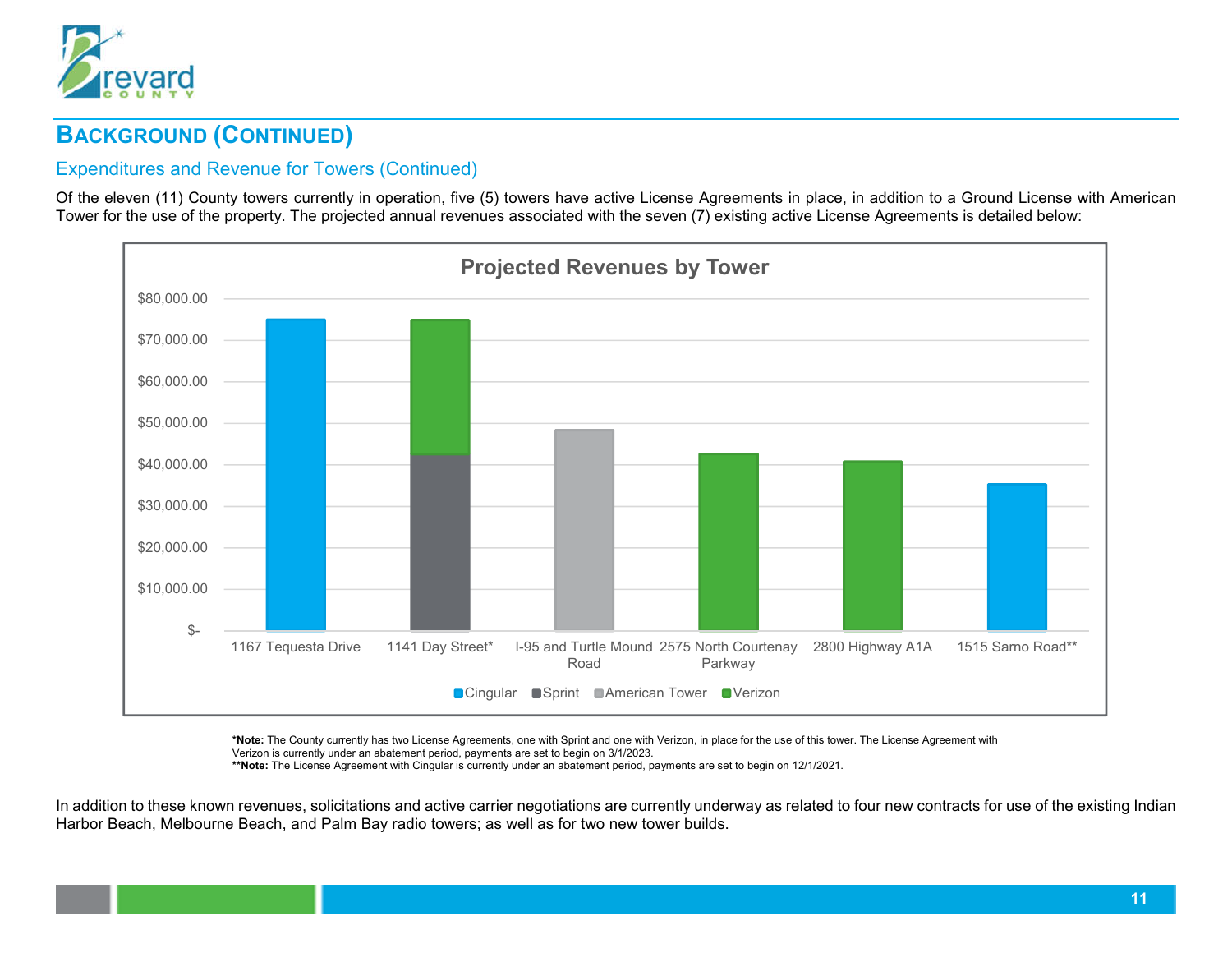## BACKGROUND (CONTINUED)

### Expenditures and Revenue for Towers (Continued)

Of the eleven (11) County towers currently in operation, five (5) towers have active License Agreements in place, in addition to a Ground License with American Tower for the use of the property. The projected annual revenues associated with the seven (7) existing active License Agreements is detailed below:

**Projected Revenues by Tower**

| Tower | Cingular | Sprint | American Tower | Verizon |
|---|---|---|---|---|
| 1167 Tequesta Drive | ~$75,000 | | | |
| 1141 Day Street* | | ~$42,500 | | ~$32,500 |
| I-95 and Turtle Mound Road | | | ~$48,500 | |
| 2575 North Courtenay Parkway | | | | ~$42,500 |
| 2800 Highway A1A | | | | ~$41,000 |
| 1515 Sarno Road** | ~$35,500 | | | |

Values are approximate, read from the chart (y-axis: $- to $80,000.00 in $10,000.00 increments).

***Note:** The County currently has two License Agreements, one with Sprint and one with Verizon, in place for the use of this tower. The License Agreement with Verizon is currently under an abatement period, payments are set to begin on 3/1/2023.

****Note:** The License Agreement with Cingular is currently under an abatement period, payments are set to begin on 12/1/2021.

In addition to these known revenues, solicitations and active carrier negotiations are currently underway as related to four new contracts for use of the existing Indian Harbor Beach, Melbourne Beach, and Palm Bay radio towers; as well as for two new tower builds.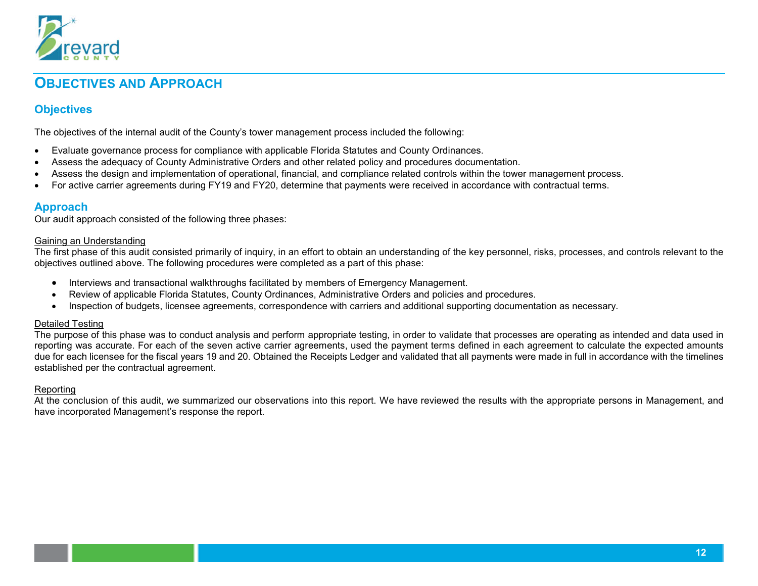# OBJECTIVES AND APPROACH

## Objectives

The objectives of the internal audit of the County's tower management process included the following:

- Evaluate governance process for compliance with applicable Florida Statutes and County Ordinances.
- Assess the adequacy of County Administrative Orders and other related policy and procedures documentation.
- Assess the design and implementation of operational, financial, and compliance related controls within the tower management process.
- For active carrier agreements during FY19 and FY20, determine that payments were received in accordance with contractual terms.

## Approach

Our audit approach consisted of the following three phases:

### Gaining an Understanding

The first phase of this audit consisted primarily of inquiry, in an effort to obtain an understanding of the key personnel, risks, processes, and controls relevant to the objectives outlined above. The following procedures were completed as a part of this phase:

- Interviews and transactional walkthroughs facilitated by members of Emergency Management.
- Review of applicable Florida Statutes, County Ordinances, Administrative Orders and policies and procedures.
- Inspection of budgets, licensee agreements, correspondence with carriers and additional supporting documentation as necessary.

### Detailed Testing

The purpose of this phase was to conduct analysis and perform appropriate testing, in order to validate that processes are operating as intended and data used in reporting was accurate. For each of the seven active carrier agreements, used the payment terms defined in each agreement to calculate the expected amounts due for each licensee for the fiscal years 19 and 20. Obtained the Receipts Ledger and validated that all payments were made in full in accordance with the timelines established per the contractual agreement.

### Reporting

At the conclusion of this audit, we summarized our observations into this report. We have reviewed the results with the appropriate persons in Management, and have incorporated Management's response the report.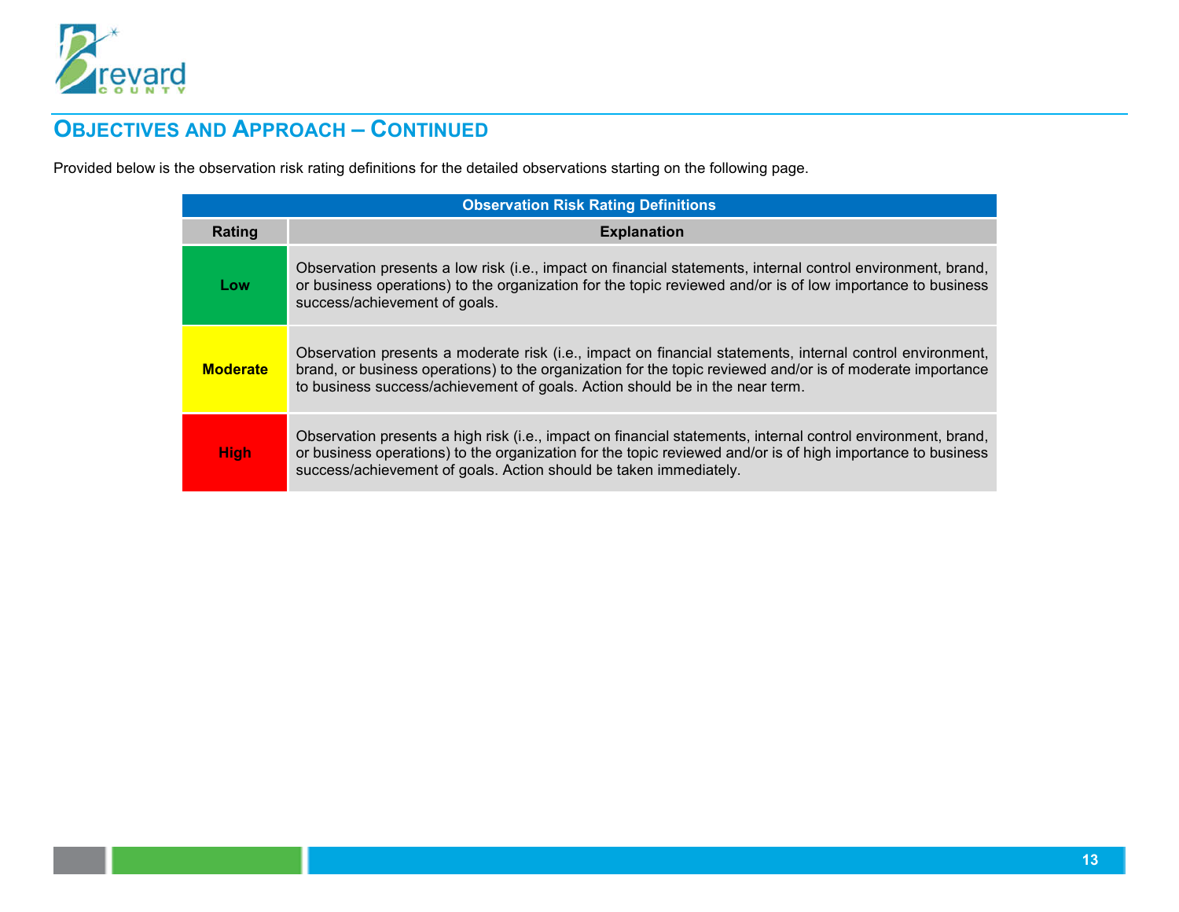## Objectives and Approach – Continued

Provided below is the observation risk rating definitions for the detailed observations starting on the following page.

| Observation Risk Rating Definitions | |
|---|---|
| **Rating** | **Explanation** |
| **Low** | Observation presents a low risk (i.e., impact on financial statements, internal control environment, brand, or business operations) to the organization for the topic reviewed and/or is of low importance to business success/achievement of goals. |
| **Moderate** | Observation presents a moderate risk (i.e., impact on financial statements, internal control environment, brand, or business operations) to the organization for the topic reviewed and/or is of moderate importance to business success/achievement of goals. Action should be in the near term. |
| **High** | Observation presents a high risk (i.e., impact on financial statements, internal control environment, brand, or business operations) to the organization for the topic reviewed and/or is of high importance to business success/achievement of goals. Action should be taken immediately. |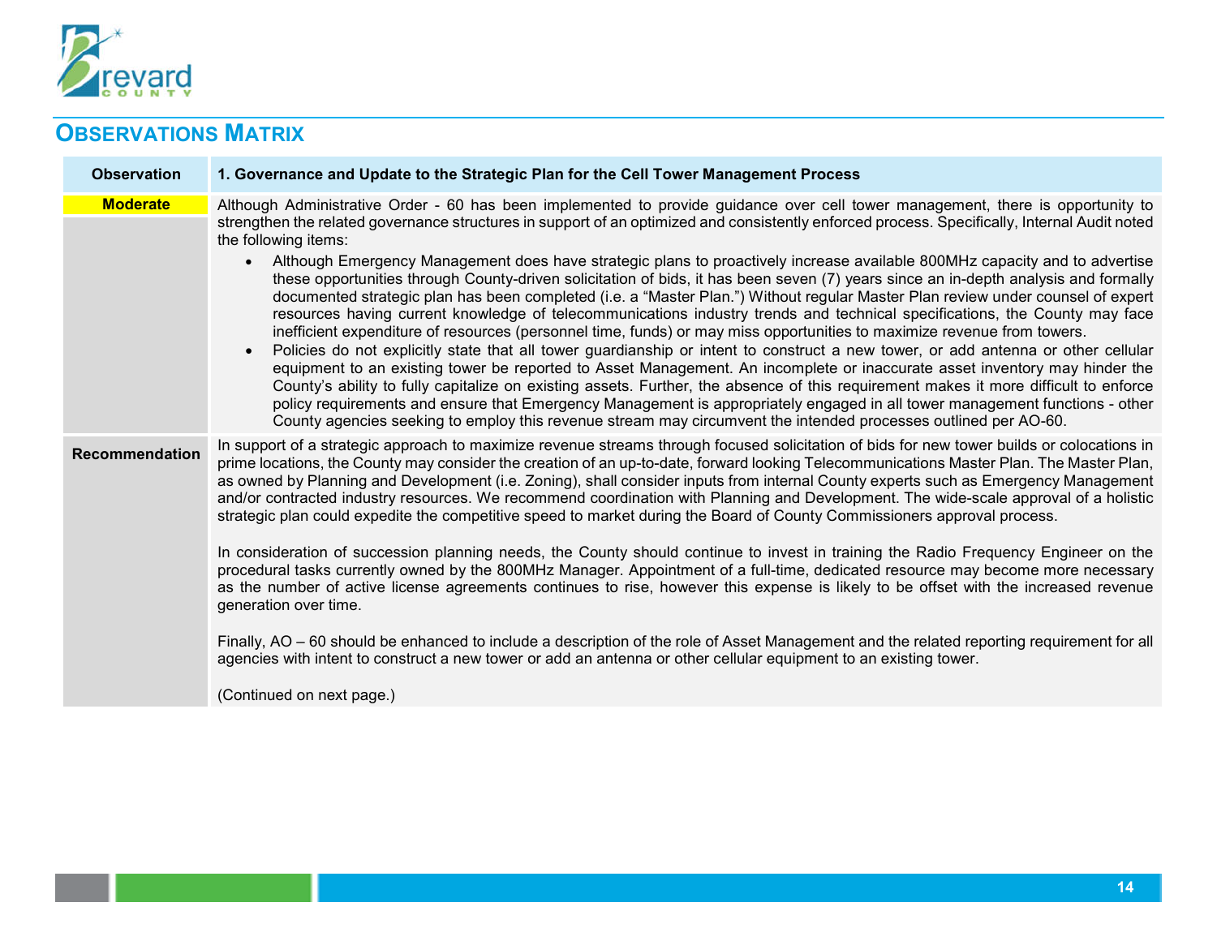## OBSERVATIONS MATRIX

| Observation | 1. Governance and Update to the Strategic Plan for the Cell Tower Management Process |
|---|---|
| **Moderate** | Although Administrative Order - 60 has been implemented to provide guidance over cell tower management, there is opportunity to strengthen the related governance structures in support of an optimized and consistently enforced process. Specifically, Internal Audit noted the following items:<br>• Although Emergency Management does have strategic plans to proactively increase available 800MHz capacity and to advertise these opportunities through County-driven solicitation of bids, it has been seven (7) years since an in-depth analysis and formally documented strategic plan has been completed (i.e. a "Master Plan.") Without regular Master Plan review under counsel of expert resources having current knowledge of telecommunications industry trends and technical specifications, the County may face inefficient expenditure of resources (personnel time, funds) or may miss opportunities to maximize revenue from towers.<br>• Policies do not explicitly state that all tower guardianship or intent to construct a new tower, or add antenna or other cellular equipment to an existing tower be reported to Asset Management. An incomplete or inaccurate asset inventory may hinder the County's ability to fully capitalize on existing assets. Further, the absence of this requirement makes it more difficult to enforce policy requirements and ensure that Emergency Management is appropriately engaged in all tower management functions - other County agencies seeking to employ this revenue stream may circumvent the intended processes outlined per AO-60. |
| **Recommendation** | In support of a strategic approach to maximize revenue streams through focused solicitation of bids for new tower builds or colocations in prime locations, the County may consider the creation of an up-to-date, forward looking Telecommunications Master Plan. The Master Plan, as owned by Planning and Development (i.e. Zoning), shall consider inputs from internal County experts such as Emergency Management and/or contracted industry resources. We recommend coordination with Planning and Development. The wide-scale approval of a holistic strategic plan could expedite the competitive speed to market during the Board of County Commissioners approval process.<br><br>In consideration of succession planning needs, the County should continue to invest in training the Radio Frequency Engineer on the procedural tasks currently owned by the 800MHz Manager. Appointment of a full-time, dedicated resource may become more necessary as the number of active license agreements continues to rise, however this expense is likely to be offset with the increased revenue generation over time.<br><br>Finally, AO – 60 should be enhanced to include a description of the role of Asset Management and the related reporting requirement for all agencies with intent to construct a new tower or add an antenna or other cellular equipment to an existing tower.<br><br>(Continued on next page.) |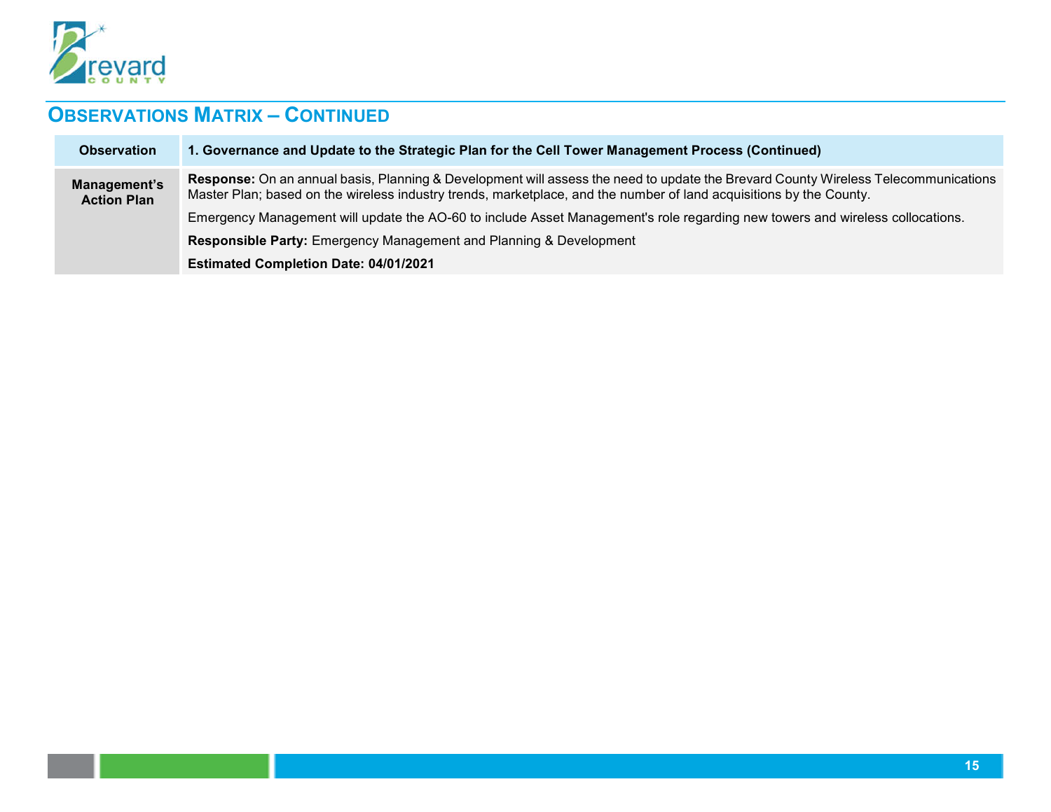## Observations Matrix – Continued

| Observation | 1. Governance and Update to the Strategic Plan for the Cell Tower Management Process (Continued) |
|---|---|
| Management's Action Plan | **Response:** On an annual basis, Planning & Development will assess the need to update the Brevard County Wireless Telecommunications Master Plan; based on the wireless industry trends, marketplace, and the number of land acquisitions by the County.<br><br>Emergency Management will update the AO-60 to include Asset Management's role regarding new towers and wireless collocations.<br><br>**Responsible Party:** Emergency Management and Planning & Development<br><br>**Estimated Completion Date: 04/01/2021** |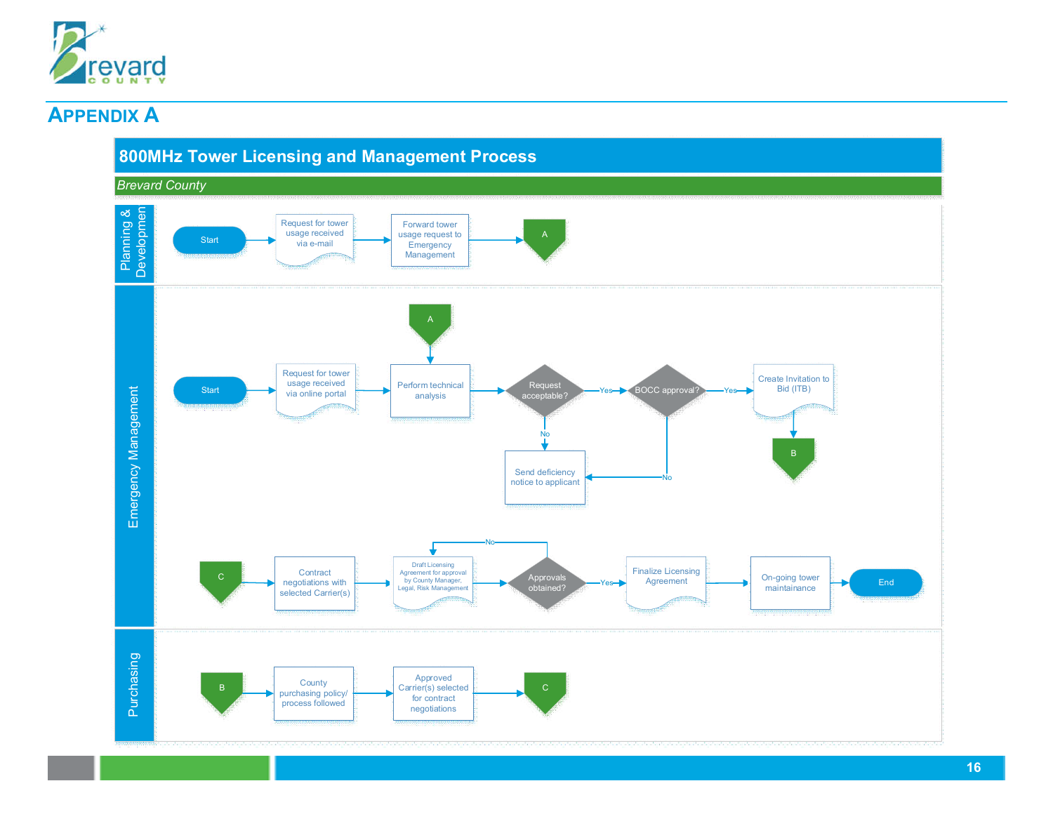# APPENDIX A

## 800MHz Tower Licensing and Management Process

*Brevard County*

**Planning & Development**

Start → Request for tower usage received via e-mail → Forward tower usage request to Emergency Management → A

**Emergency Management**

Start → Request for tower usage received via online portal → Perform technical analysis (A) → Request acceptable?
- No → Send deficiency notice to applicant
- Yes → BOCC approval?
  - No → Send deficiency notice to applicant
  - Yes → Create Invitation to Bid (ITB) → B

C → Contract negotiations with selected Carrier(s) → Draft Licensing Agreement for approval by County Manager, Legal, Risk Management → Approvals obtained?
- No → Draft Licensing Agreement for approval by County Manager, Legal, Risk Management
- Yes → Finalize Licensing Agreement → On-going tower maintainance → End

**Purchasing**

B → County purchasing policy/ process followed → Approved Carrier(s) selected for contract negotiations → C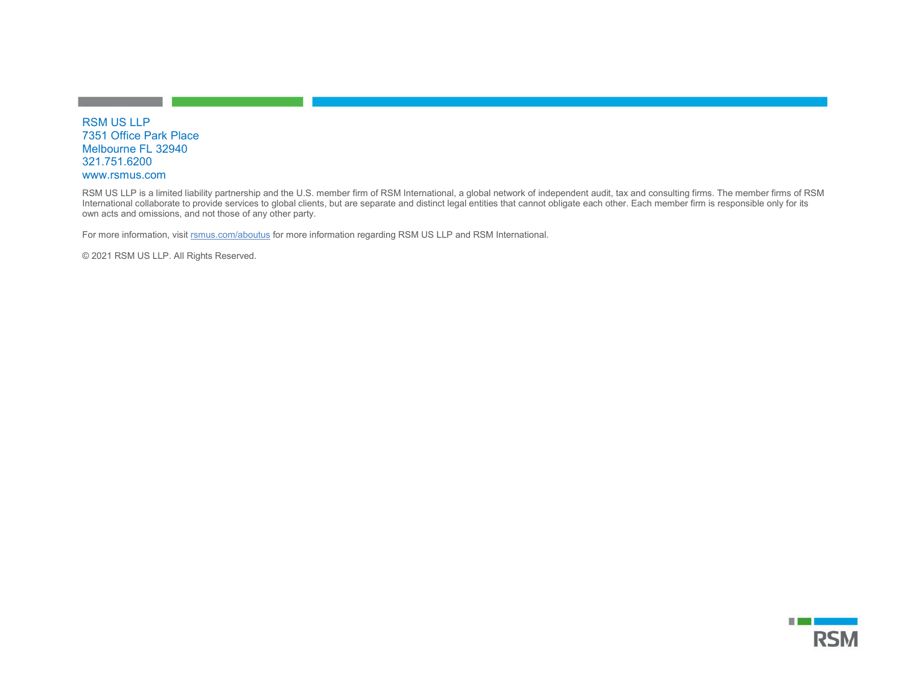RSM US LLP
7351 Office Park Place
Melbourne FL 32940
321.751.6200
www.rsmus.com

RSM US LLP is a limited liability partnership and the U.S. member firm of RSM International, a global network of independent audit, tax and consulting firms. The member firms of RSM International collaborate to provide services to global clients, but are separate and distinct legal entities that cannot obligate each other. Each member firm is responsible only for its own acts and omissions, and not those of any other party.

For more information, visit rsmus.com/aboutus for more information regarding RSM US LLP and RSM International.

© 2021 RSM US LLP. All Rights Reserved.